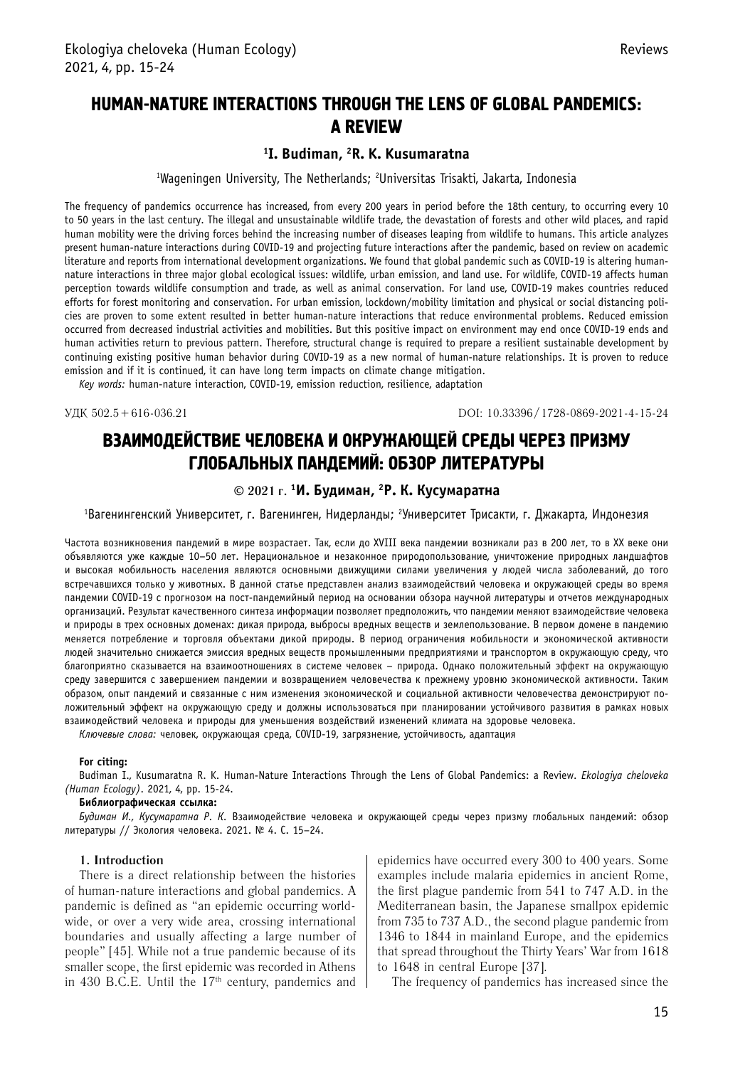# HUMAN-NATURE INTERACTIONS THROUGH THE LENS OF GLOBAL PANDEMICS: A REVIEW

**[1]I. Budiman, [2]R. K. Kusumaratna**

[1]Wageningen University, The Netherlands; [2]Universitas Trisakti, Jakarta, Indonesia

The frequency of pandemics occurrence has increased, from every 200 years in period before the 18th century, to occurring every 10 to 50 years in the last century. The illegal and unsustainable wildlife trade, the devastation of forests and other wild places, and rapid human mobility were the driving forces behind the increasing number of diseases leaping from wildlife to humans. This article analyzes present human-nature interactions during COVID-19 and projecting future interactions after the pandemic, based on review on academic literature and reports from international development organizations. We found that global pandemic such as COVID-19 is altering human-nature interactions in three major global ecological issues: wildlife, urban emission, and land use. For wildlife, COVID-19 affects human perception towards wildlife consumption and trade, as well as animal conservation. For land use, COVID-19 makes countries reduced efforts for forest monitoring and conservation. For urban emission, lockdown/mobility limitation and physical or social distancing policies are proven to some extent resulted in better human-nature interactions that reduce environmental problems. Reduced emission occurred from decreased industrial activities and mobilities. But this positive impact on environment may end once COVID-19 ends and human activities return to previous pattern. Therefore, structural change is required to prepare a resilient sustainable development by continuing existing positive human behavior during COVID-19 as a new normal of human-nature relationships. It is proven to reduce emission and if it is continued, it can have long term impacts on climate change mitigation.

*Key words:* human-nature interaction, COVID-19, emission reduction, resilience, adaptation

УДК 502.5 + 616-036.21

DOI: 10.33396/1728-0869-2021-4-15-24

# ВЗАИМОДЕЙСТВИЕ ЧЕЛОВЕКА И ОКРУЖАЮЩЕЙ СРЕДЫ ЧЕРЕЗ ПРИЗМУ ГЛОБАЛЬНЫХ ПАНДЕМИЙ: ОБЗОР ЛИТЕРАТУРЫ

© 2021 г. **[1]И. Будиман, [2]Р. К. Кусумаратна**

[1]Вагенингенский Университет, г. Вагенинген, Нидерланды; [2]Университет Трисакти, г. Джакарта, Индонезия

Частота возникновения пандемий в мире возрастает. Так, если до XVIII века пандемии возникали раз в 200 лет, то в XX веке они объявляются уже каждые 10–50 лет. Нерациональное и незаконное природопользование, уничтожение природных ландшафтов и высокая мобильность населения являются основными движущими силами увеличения у людей числа заболеваний, до того встречавшихся только у животных. В данной статье представлен анализ взаимодействий человека и окружающей среды во время пандемии COVID-19 с прогнозом на пост-пандемийный период на основании обзора научной литературы и отчетов международных организаций. Результат качественного синтеза информации позволяет предположить, что пандемии меняют взаимодействие человека и природы в трех основных доменах: дикая природа, выбросы вредных веществ и землепользование. В первом домене в пандемию меняется потребление и торговля объектами дикой природы. В период ограничения мобильности и экономической активности людей значительно снижается эмиссия вредных веществ промышленными предприятиями и транспортом в окружающую среду, что благоприятно сказывается на взаимоотношениях в системе человек – природа. Однако положительный эффект на окружающую среду завершится с завершением пандемии и возвращением человечества к прежнему уровню экономической активности. Таким образом, опыт пандемий и связанные с ним изменения экономической и социальной активности человечества демонстрируют положительный эффект на окружающую среду и должны использоваться при планировании устойчивого развития в рамках новых взаимодействий человека и природы для уменьшения воздействий изменений климата на здоровье человека.

*Ключевые слова:* человек, окружающая среда, COVID-19, загрязнение, устойчивость, адаптация

**For citing:**

Budiman I., Kusumaratna R. K. Human-Nature Interactions Through the Lens of Global Pandemics: a Review. *Ekologiya cheloveka (Human Ecology)*. 2021, 4, pp. 15-24.

**Библиографическая ссылка:**

*Будиман И., Кусумаратна Р. К.* Взаимодействие человека и окружающей среды через призму глобальных пандемий: обзор литературы // Экология человека. 2021. № 4. С. 15–24.

## 1. Introduction

There is a direct relationship between the histories of human-nature interactions and global pandemics. A pandemic is defined as "an epidemic occurring worldwide, or over a very wide area, crossing international boundaries and usually affecting a large number of people" [45]. While not a true pandemic because of its smaller scope, the first epidemic was recorded in Athens in 430 B.C.E. Until the 17th century, pandemics and epidemics have occurred every 300 to 400 years. Some examples include malaria epidemics in ancient Rome, the first plague pandemic from 541 to 747 A.D. in the Mediterranean basin, the Japanese smallpox epidemic from 735 to 737 A.D., the second plague pandemic from 1346 to 1844 in mainland Europe, and the epidemics that spread throughout the Thirty Years' War from 1618 to 1648 in central Europe [37].

The frequency of pandemics has increased since the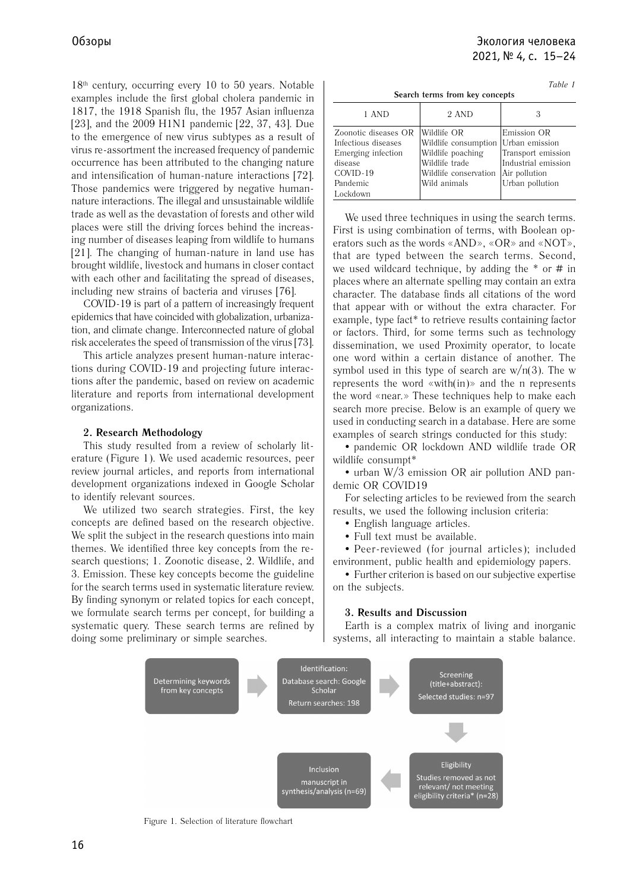18th century, occurring every 10 to 50 years. Notable examples include the first global cholera pandemic in 1817, the 1918 Spanish flu, the 1957 Asian influenza [23], and the 2009 H1N1 pandemic [22, 37, 43]. Due to the emergence of new virus subtypes as a result of virus re-assortment the increased frequency of pandemic occurrence has been attributed to the changing nature and intensification of human-nature interactions [72]. Those pandemics were triggered by negative human-nature interactions. The illegal and unsustainable wildlife trade as well as the devastation of forests and other wild places were still the driving forces behind the increasing number of diseases leaping from wildlife to humans [21]. The changing of human-nature in land use has brought wildlife, livestock and humans in closer contact with each other and facilitating the spread of diseases, including new strains of bacteria and viruses [76].

COVID-19 is part of a pattern of increasingly frequent epidemics that have coincided with globalization, urbanization, and climate change. Interconnected nature of global risk accelerates the speed of transmission of the virus [73].

This article analyzes present human-nature interactions during COVID-19 and projecting future interactions after the pandemic, based on review on academic literature and reports from international development organizations.

## 2. Research Methodology

This study resulted from a review of scholarly literature (Figure 1). We used academic resources, peer review journal articles, and reports from international development organizations indexed in Google Scholar to identify relevant sources.

We utilized two search strategies. First, the key concepts are defined based on the research objective. We split the subject in the research questions into main themes. We identified three key concepts from the research questions; 1. Zoonotic disease, 2. Wildlife, and 3. Emission. These key concepts become the guideline for the search terms used in systematic literature review. By finding synonym or related topics for each concept, we formulate search terms per concept, for building a systematic query. These search terms are refined by doing some preliminary or simple searches.

*Table 1*

**Search terms from key concepts**

| 1 AND | 2 AND | 3 |
|---|---|---|
| Zoonotic diseases OR<br>Infectious diseases<br>Emerging infection disease<br>COVID-19<br>Pandemic<br>Lockdown | Wildlife OR<br>Wildlife consumption<br>Wildlife poaching<br>Wildlife trade<br>Wildlife conservation<br>Wild animals | Emission OR<br>Urban emission<br>Transport emission<br>Industrial emission<br>Air pollution<br>Urban pollution |

We used three techniques in using the search terms. First is using combination of terms, with Boolean operators such as the words «AND», «OR» and «NOT», that are typed between the search terms. Second, we used wildcard technique, by adding the * or # in places where an alternate spelling may contain an extra character. The database finds all citations of the word that appear with or without the extra character. For example, type fact* to retrieve results containing factor or factors. Third, for some terms such as technology dissemination, we used Proximity operator, to locate one word within a certain distance of another. The symbol used in this type of search are w/n(3). The w represents the word «with(in)» and the n represents the word «near.» These techniques help to make each search more precise. Below is an example of query we used in conducting search in a database. Here are some examples of search strings conducted for this study:

- pandemic OR lockdown AND wildlife trade OR wildlife consumpt*
- urban W/3 emission OR air pollution AND pandemic OR COVID19

For selecting articles to be reviewed from the search results, we used the following inclusion criteria:

- English language articles.
- Full text must be available.
- Peer-reviewed (for journal articles); included environment, public health and epidemiology papers.
- Further criterion is based on our subjective expertise on the subjects.

## 3. Results and Discussion

Earth is a complex matrix of living and inorganic systems, all interacting to maintain a stable balance.

Determining keywords from key concepts → Identification: Database search: Google Scholar; Return searches: 198 → Screening (title+abstract): Selected studies: n=97 → Eligibility: Studies removed as not relevant/ not meeting eligibility criteria* (n=28) → Inclusion: manuscript in synthesis/analysis (n=69)

Figure 1. Selection of literature flowchart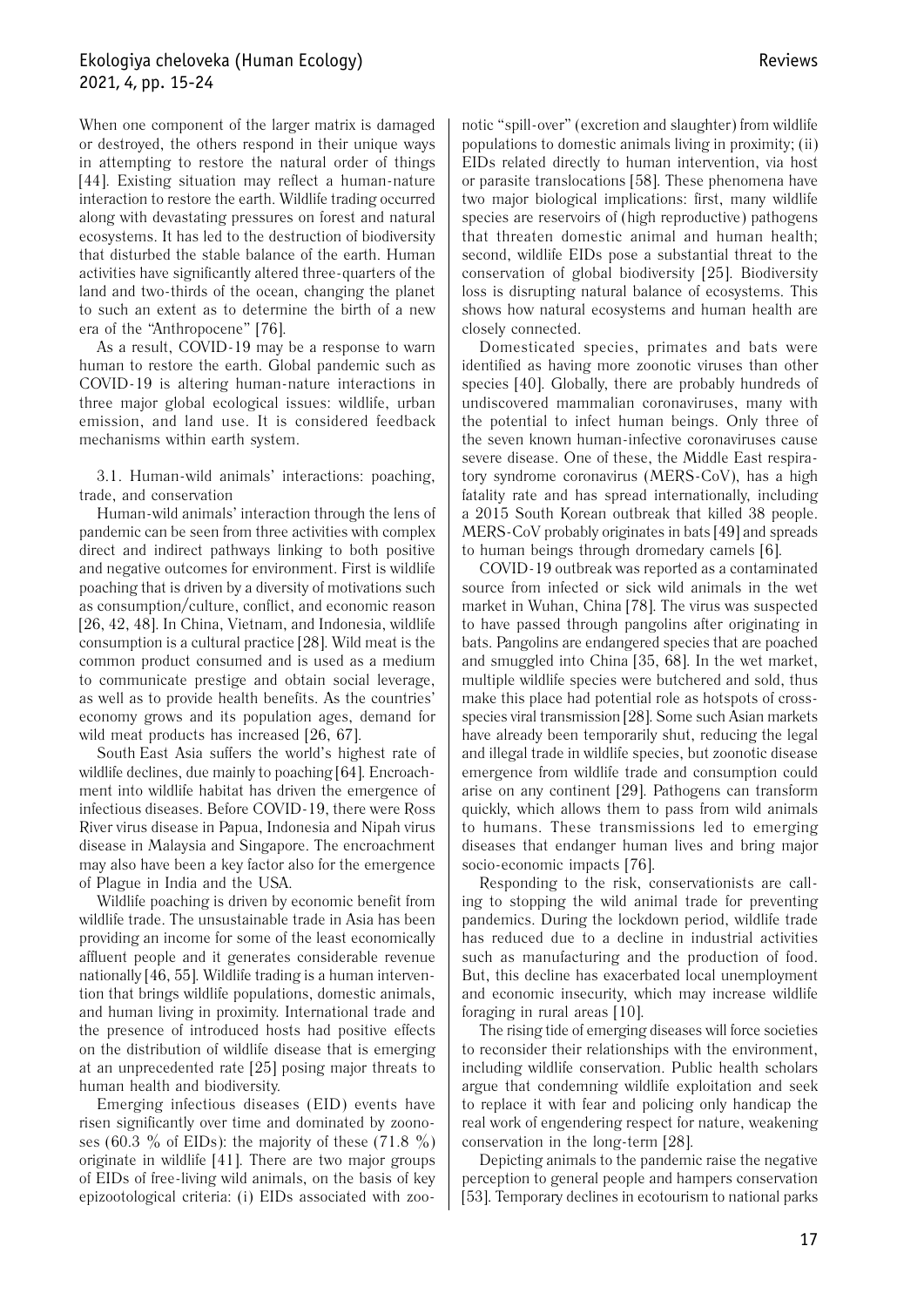When one component of the larger matrix is damaged or destroyed, the others respond in their unique ways in attempting to restore the natural order of things [44]. Existing situation may reflect a human-nature interaction to restore the earth. Wildlife trading occurred along with devastating pressures on forest and natural ecosystems. It has led to the destruction of biodiversity that disturbed the stable balance of the earth. Human activities have significantly altered three-quarters of the land and two-thirds of the ocean, changing the planet to such an extent as to determine the birth of a new era of the "Anthropocene" [76].

As a result, COVID-19 may be a response to warn human to restore the earth. Global pandemic such as COVID-19 is altering human-nature interactions in three major global ecological issues: wildlife, urban emission, and land use. It is considered feedback mechanisms within earth system.

### 3.1. Human-wild animals' interactions: poaching, trade, and conservation

Human-wild animals' interaction through the lens of pandemic can be seen from three activities with complex direct and indirect pathways linking to both positive and negative outcomes for environment. First is wildlife poaching that is driven by a diversity of motivations such as consumption/culture, conflict, and economic reason [26, 42, 48]. In China, Vietnam, and Indonesia, wildlife consumption is a cultural practice [28]. Wild meat is the common product consumed and is used as a medium to communicate prestige and obtain social leverage, as well as to provide health benefits. As the countries' economy grows and its population ages, demand for wild meat products has increased [26, 67].

South East Asia suffers the world's highest rate of wildlife declines, due mainly to poaching [64]. Encroachment into wildlife habitat has driven the emergence of infectious diseases. Before COVID-19, there were Ross River virus disease in Papua, Indonesia and Nipah virus disease in Malaysia and Singapore. The encroachment may also have been a key factor also for the emergence of Plague in India and the USA.

Wildlife poaching is driven by economic benefit from wildlife trade. The unsustainable trade in Asia has been providing an income for some of the least economically affluent people and it generates considerable revenue nationally [46, 55]. Wildlife trading is a human intervention that brings wildlife populations, domestic animals, and human living in proximity. International trade and the presence of introduced hosts had positive effects on the distribution of wildlife disease that is emerging at an unprecedented rate [25] posing major threats to human health and biodiversity.

Emerging infectious diseases (EID) events have risen significantly over time and dominated by zoonoses (60.3 % of EIDs): the majority of these (71.8 %) originate in wildlife [41]. There are two major groups of EIDs of free-living wild animals, on the basis of key epizootological criteria: (i) EIDs associated with zoonotic "spill-over" (excretion and slaughter) from wildlife populations to domestic animals living in proximity; (ii) EIDs related directly to human intervention, via host or parasite translocations [58]. These phenomena have two major biological implications: first, many wildlife species are reservoirs of (high reproductive) pathogens that threaten domestic animal and human health; second, wildlife EIDs pose a substantial threat to the conservation of global biodiversity [25]. Biodiversity loss is disrupting natural balance of ecosystems. This shows how natural ecosystems and human health are closely connected.

Domesticated species, primates and bats were identified as having more zoonotic viruses than other species [40]. Globally, there are probably hundreds of undiscovered mammalian coronaviruses, many with the potential to infect human beings. Only three of the seven known human-infective coronaviruses cause severe disease. One of these, the Middle East respiratory syndrome coronavirus (MERS-CoV), has a high fatality rate and has spread internationally, including a 2015 South Korean outbreak that killed 38 people. MERS-CoV probably originates in bats [49] and spreads to human beings through dromedary camels [6].

COVID-19 outbreak was reported as a contaminated source from infected or sick wild animals in the wet market in Wuhan, China [78]. The virus was suspected to have passed through pangolins after originating in bats. Pangolins are endangered species that are poached and smuggled into China [35, 68]. In the wet market, multiple wildlife species were butchered and sold, thus make this place had potential role as hotspots of cross-species viral transmission [28]. Some such Asian markets have already been temporarily shut, reducing the legal and illegal trade in wildlife species, but zoonotic disease emergence from wildlife trade and consumption could arise on any continent [29]. Pathogens can transform quickly, which allows them to pass from wild animals to humans. These transmissions led to emerging diseases that endanger human lives and bring major socio-economic impacts [76].

Responding to the risk, conservationists are calling to stopping the wild animal trade for preventing pandemics. During the lockdown period, wildlife trade has reduced due to a decline in industrial activities such as manufacturing and the production of food. But, this decline has exacerbated local unemployment and economic insecurity, which may increase wildlife foraging in rural areas [10].

The rising tide of emerging diseases will force societies to reconsider their relationships with the environment, including wildlife conservation. Public health scholars argue that condemning wildlife exploitation and seek to replace it with fear and policing only handicap the real work of engendering respect for nature, weakening conservation in the long-term [28].

Depicting animals to the pandemic raise the negative perception to general people and hampers conservation [53]. Temporary declines in ecotourism to national parks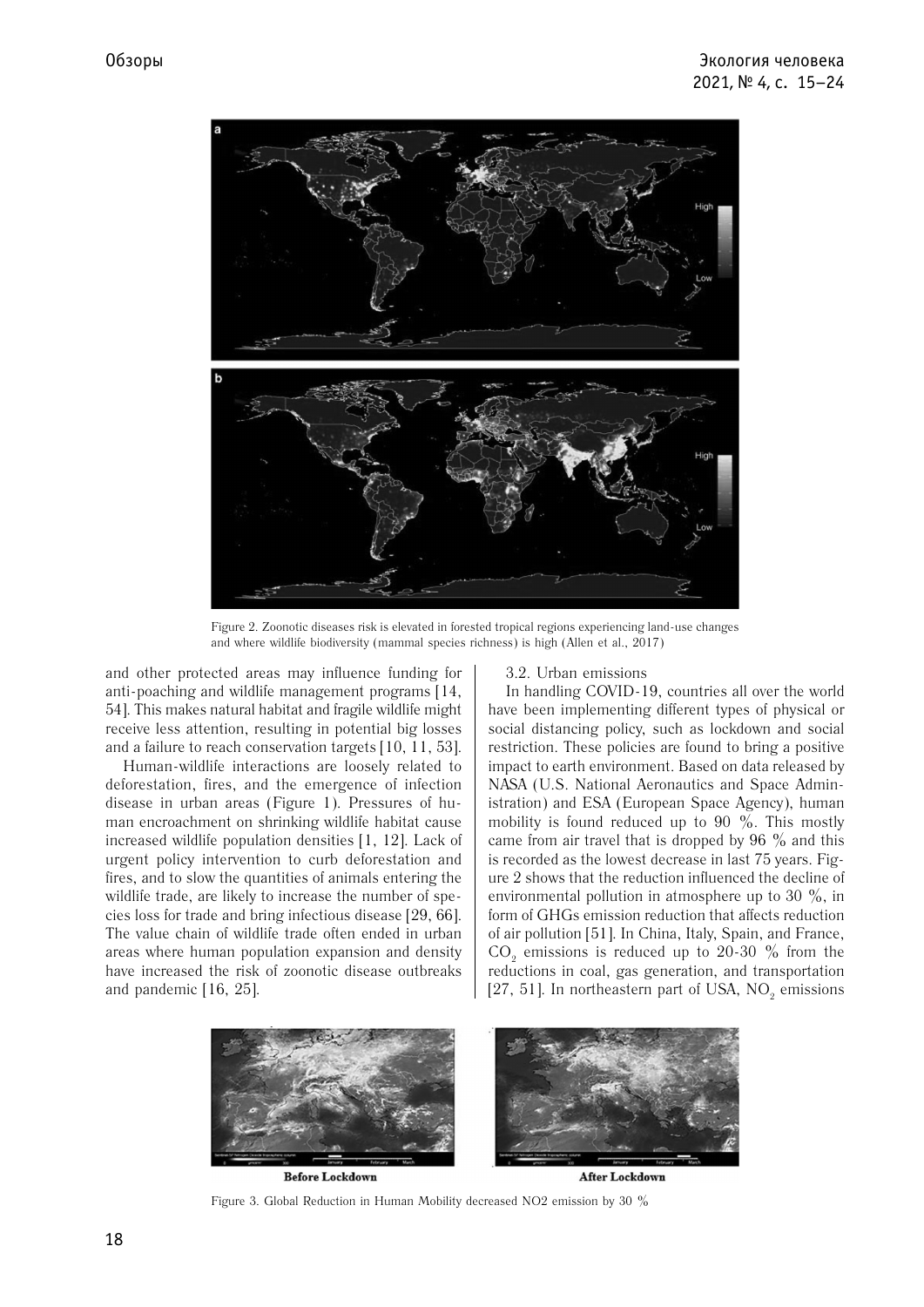Figure 2. Zoonotic diseases risk is elevated in forested tropical regions experiencing land-use changes and where wildlife biodiversity (mammal species richness) is high (Allen et al., 2017)

and other protected areas may influence funding for anti-poaching and wildlife management programs [14, 54]. This makes natural habitat and fragile wildlife might receive less attention, resulting in potential big losses and a failure to reach conservation targets [10, 11, 53].

Human-wildlife interactions are loosely related to deforestation, fires, and the emergence of infection disease in urban areas (Figure 1). Pressures of human encroachment on shrinking wildlife habitat cause increased wildlife population densities [1, 12]. Lack of urgent policy intervention to curb deforestation and fires, and to slow the quantities of animals entering the wildlife trade, are likely to increase the number of species loss for trade and bring infectious disease [29, 66]. The value chain of wildlife trade often ended in urban areas where human population expansion and density have increased the risk of zoonotic disease outbreaks and pandemic [16, 25].

3.2. Urban emissions

In handling COVID-19, countries all over the world have been implementing different types of physical or social distancing policy, such as lockdown and social restriction. These policies are found to bring a positive impact to earth environment. Based on data released by NASA (U.S. National Aeronautics and Space Administration) and ESA (European Space Agency), human mobility is found reduced up to 90 %. This mostly came from air travel that is dropped by 96 % and this is recorded as the lowest decrease in last 75 years. Figure 2 shows that the reduction influenced the decline of environmental pollution in atmosphere up to 30 %, in form of GHGs emission reduction that affects reduction of air pollution [51]. In China, Italy, Spain, and France, $CO_2$ emissions is reduced up to 20-30 % from the reductions in coal, gas generation, and transportation [27, 51]. In northeastern part of USA, $NO_2$ emissions

Figure 3. Global Reduction in Human Mobility decreased NO2 emission by 30 %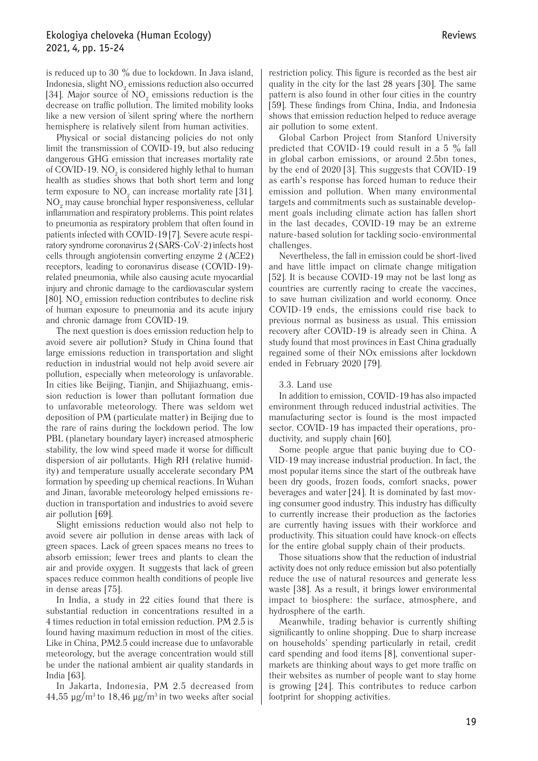is reduced up to 30 % due to lockdown. In Java island, Indonesia, slight $NO_2$ emissions reduction also occurred [34]. Major source of $NO_2$ emissions reduction is the decrease on traffic pollution. The limited mobility looks like a new version of 'silent spring' where the northern hemisphere is relatively silent from human activities.

Physical or social distancing policies do not only limit the transmission of COVID-19, but also reducing dangerous GHG emission that increases mortality rate of COVID-19. $NO_2$ is considered highly lethal to human health as studies shows that both short term and long term exposure to $NO_2$ can increase mortality rate [31]. $NO_2$ may cause bronchial hyper responsiveness, cellular inflammation and respiratory problems. This point relates to pneumonia as respiratory problem that often found in patients infected with COVID-19 [7]. Severe acute respiratory syndrome coronavirus 2 (SARS-CoV-2) infects host cells through angiotensin converting enzyme 2 (ACE2) receptors, leading to coronavirus disease (COVID-19)-related pneumonia, while also causing acute myocardial injury and chronic damage to the cardiovascular system [80]. $NO_2$ emission reduction contributes to decline risk of human exposure to pneumonia and its acute injury and chronic damage from COVID-19.

The next question is does emission reduction help to avoid severe air pollution? Study in China found that large emissions reduction in transportation and slight reduction in industrial would not help avoid severe air pollution, especially when meteorology is unfavorable. In cities like Beijing, Tianjin, and Shijiazhuang, emission reduction is lower than pollutant formation due to unfavorable meteorology. There was seldom wet deposition of PM (particulate matter) in Beijing due to the rare of rains during the lockdown period. The low PBL (planetary boundary layer) increased atmospheric stability, the low wind speed made it worse for difficult dispersion of air pollutants. High RH (relative humidity) and temperature usually accelerate secondary PM formation by speeding up chemical reactions. In Wuhan and Jinan, favorable meteorology helped emissions reduction in transportation and industries to avoid severe air pollution [69].

Slight emissions reduction would also not help to avoid severe air pollution in dense areas with lack of green spaces. Lack of green spaces means no trees to absorb emission; fewer trees and plants to clean the air and provide oxygen. It suggests that lack of green spaces reduce common health conditions of people live in dense areas [75].

In India, a study in 22 cities found that there is substantial reduction in concentrations resulted in a 4 times reduction in total emission reduction. PM 2.5 is found having maximum reduction in most of the cities. Like in China, PM2.5 could increase due to unfavorable meteorology, but the average concentration would still be under the national ambient air quality standards in India [63].

In Jakarta, Indonesia, PM 2.5 decreased from 44,55 $\mu g/m^3$ to 18,46 $\mu g/m^3$ in two weeks after social restriction policy. This figure is recorded as the best air quality in the city for the last 28 years [30]. The same pattern is also found in other four cities in the country [59]. These findings from China, India, and Indonesia shows that emission reduction helped to reduce average air pollution to some extent.

Global Carbon Project from Stanford University predicted that COVID-19 could result in a 5 % fall in global carbon emissions, or around 2.5bn tones, by the end of 2020 [3]. This suggests that COVID-19 as earth's response has forced human to reduce their emission and pollution. When many environmental targets and commitments such as sustainable development goals including climate action has fallen short in the last decades, COVID-19 may be an extreme nature-based solution for tackling socio-environmental challenges.

Nevertheless, the fall in emission could be short-lived and have little impact on climate change mitigation [52]. It is because COVID-19 may not be last long as countries are currently racing to create the vaccines, to save human civilization and world economy. Once COVID-19 ends, the emissions could rise back to previous normal as business as usual. This emission recovery after COVID-19 is already seen in China. A study found that most provinces in East China gradually regained some of their NOx emissions after lockdown ended in February 2020 [79].

### 3.3. Land use

In addition to emission, COVID-19 has also impacted environment through reduced industrial activities. The manufacturing sector is found is the most impacted sector. COVID-19 has impacted their operations, productivity, and supply chain [60].

Some people argue that panic buying due to COVID-19 may increase industrial production. In fact, the most popular items since the start of the outbreak have been dry goods, frozen foods, comfort snacks, power beverages and water [24]. It is dominated by fast moving consumer good industry. This industry has difficulty to currently increase their production as the factories are currently having issues with their workforce and productivity. This situation could have knock-on effects for the entire global supply chain of their products.

Those situations show that the reduction of industrial activity does not only reduce emission but also potentially reduce the use of natural resources and generate less waste [38]. As a result, it brings lower environmental impact to biosphere: the surface, atmosphere, and hydrosphere of the earth.

Meanwhile, trading behavior is currently shifting significantly to online shopping. Due to sharp increase on households' spending particularly in retail, credit card spending and food items [8], conventional supermarkets are thinking about ways to get more traffic on their websites as number of people want to stay home is growing [24]. This contributes to reduce carbon footprint for shopping activities.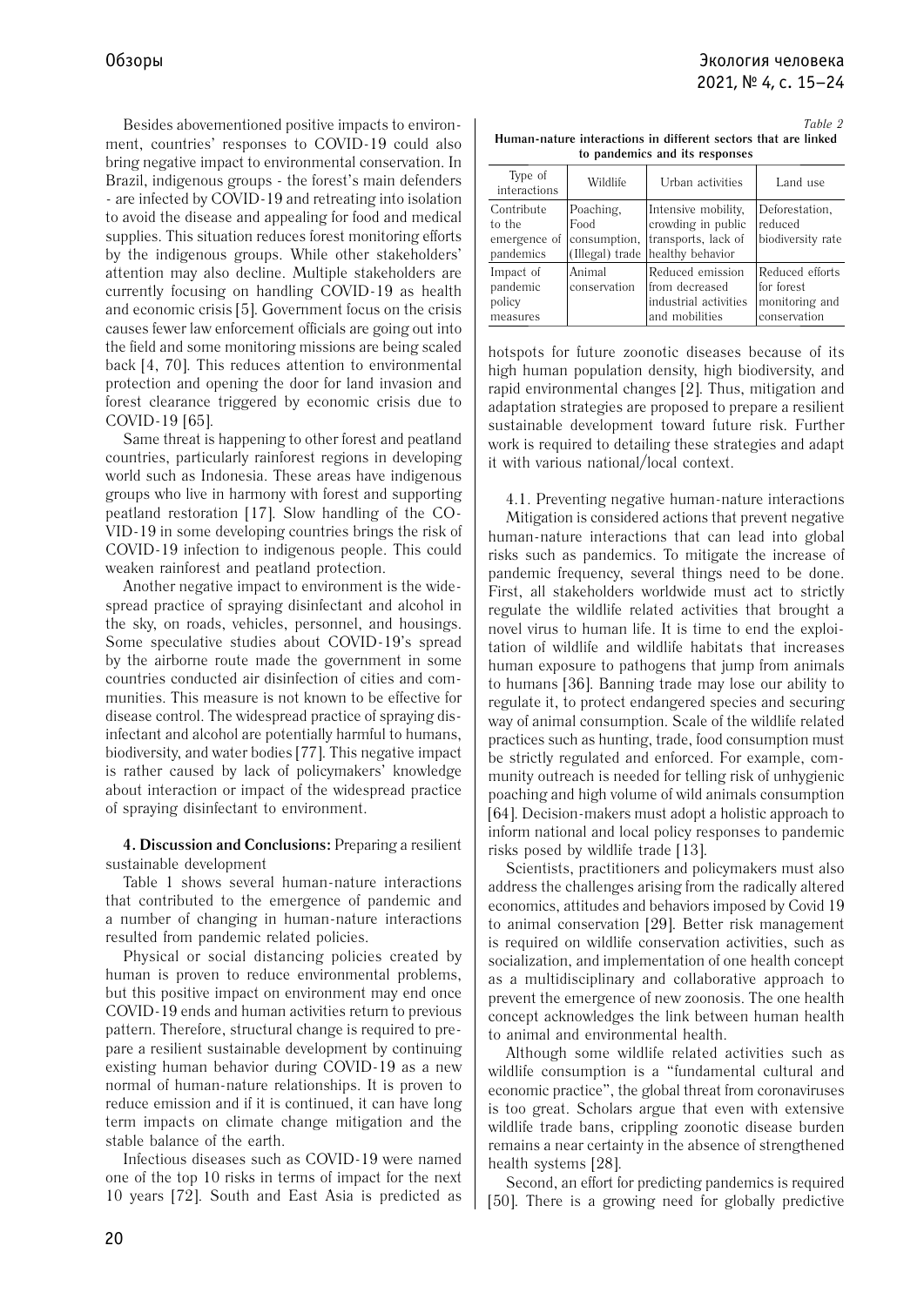Besides abovementioned positive impacts to environment, countries' responses to COVID-19 could also bring negative impact to environmental conservation. In Brazil, indigenous groups - the forest's main defenders - are infected by COVID-19 and retreating into isolation to avoid the disease and appealing for food and medical supplies. This situation reduces forest monitoring efforts by the indigenous groups. While other stakeholders' attention may also decline. Multiple stakeholders are currently focusing on handling COVID-19 as health and economic crisis [5]. Government focus on the crisis causes fewer law enforcement officials are going out into the field and some monitoring missions are being scaled back [4, 70]. This reduces attention to environmental protection and opening the door for land invasion and forest clearance triggered by economic crisis due to COVID-19 [65].

Same threat is happening to other forest and peatland countries, particularly rainforest regions in developing world such as Indonesia. These areas have indigenous groups who live in harmony with forest and supporting peatland restoration [17]. Slow handling of the COVID-19 in some developing countries brings the risk of COVID-19 infection to indigenous people. This could weaken rainforest and peatland protection.

Another negative impact to environment is the widespread practice of spraying disinfectant and alcohol in the sky, on roads, vehicles, personnel, and housings. Some speculative studies about COVID-19's spread by the airborne route made the government in some countries conducted air disinfection of cities and communities. This measure is not known to be effective for disease control. The widespread practice of spraying disinfectant and alcohol are potentially harmful to humans, biodiversity, and water bodies [77]. This negative impact is rather caused by lack of policymakers' knowledge about interaction or impact of the widespread practice of spraying disinfectant to environment.

**4. Discussion and Conclusions:** Preparing a resilient sustainable development

Table 1 shows several human-nature interactions that contributed to the emergence of pandemic and a number of changing in human-nature interactions resulted from pandemic related policies.

Physical or social distancing policies created by human is proven to reduce environmental problems, but this positive impact on environment may end once COVID-19 ends and human activities return to previous pattern. Therefore, structural change is required to prepare a resilient sustainable development by continuing existing human behavior during COVID-19 as a new normal of human-nature relationships. It is proven to reduce emission and if it is continued, it can have long term impacts on climate change mitigation and the stable balance of the earth.

Infectious diseases such as COVID-19 were named one of the top 10 risks in terms of impact for the next 10 years [72]. South and East Asia is predicted as hotspots for future zoonotic diseases because of its high human population density, high biodiversity, and rapid environmental changes [2]. Thus, mitigation and adaptation strategies are proposed to prepare a resilient sustainable development toward future risk. Further work is required to detailing these strategies and adapt it with various national/local context.

*Table 2*

**Human-nature interactions in different sectors that are linked to pandemics and its responses**

| Type of interactions | Wildlife | Urban activities | Land use |
|---|---|---|---|
| Contribute to the emergence of pandemics | Poaching, Food consumption, (Illegal) trade | Intensive mobility, crowding in public transports, lack of healthy behavior | Deforestation, reduced biodiversity rate |
| Impact of pandemic policy measures | Animal conservation | Reduced emission from decreased industrial activities and mobilities | Reduced efforts for forest monitoring and conservation |

4.1. Preventing negative human-nature interactions

Mitigation is considered actions that prevent negative human-nature interactions that can lead into global risks such as pandemics. To mitigate the increase of pandemic frequency, several things need to be done. First, all stakeholders worldwide must act to strictly regulate the wildlife related activities that brought a novel virus to human life. It is time to end the exploitation of wildlife and wildlife habitats that increases human exposure to pathogens that jump from animals to humans [36]. Banning trade may lose our ability to regulate it, to protect endangered species and securing way of animal consumption. Scale of the wildlife related practices such as hunting, trade, food consumption must be strictly regulated and enforced. For example, community outreach is needed for telling risk of unhygienic poaching and high volume of wild animals consumption [64]. Decision-makers must adopt a holistic approach to inform national and local policy responses to pandemic risks posed by wildlife trade [13].

Scientists, practitioners and policymakers must also address the challenges arising from the radically altered economics, attitudes and behaviors imposed by Covid 19 to animal conservation [29]. Better risk management is required on wildlife conservation activities, such as socialization, and implementation of one health concept as a multidisciplinary and collaborative approach to prevent the emergence of new zoonosis. The one health concept acknowledges the link between human health to animal and environmental health.

Although some wildlife related activities such as wildlife consumption is a "fundamental cultural and economic practice", the global threat from coronaviruses is too great. Scholars argue that even with extensive wildlife trade bans, crippling zoonotic disease burden remains a near certainty in the absence of strengthened health systems [28].

Second, an effort for predicting pandemics is required [50]. There is a growing need for globally predictive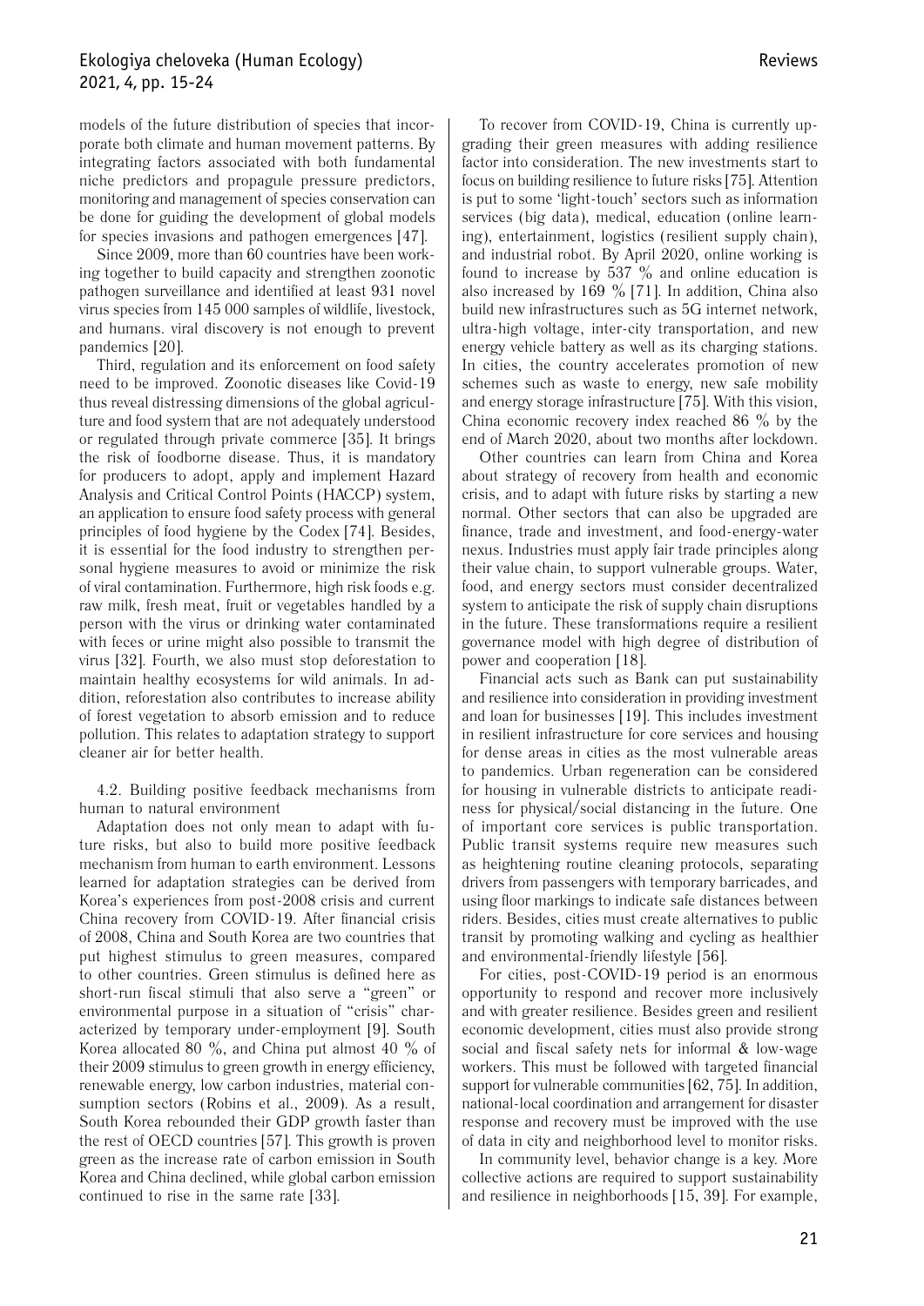models of the future distribution of species that incorporate both climate and human movement patterns. By integrating factors associated with both fundamental niche predictors and propagule pressure predictors, monitoring and management of species conservation can be done for guiding the development of global models for species invasions and pathogen emergences [47].

Since 2009, more than 60 countries have been working together to build capacity and strengthen zoonotic pathogen surveillance and identified at least 931 novel virus species from 145 000 samples of wildlife, livestock, and humans. viral discovery is not enough to prevent pandemics [20].

Third, regulation and its enforcement on food safety need to be improved. Zoonotic diseases like Covid-19 thus reveal distressing dimensions of the global agriculture and food system that are not adequately understood or regulated through private commerce [35]. It brings the risk of foodborne disease. Thus, it is mandatory for producers to adopt, apply and implement Hazard Analysis and Critical Control Points (HACCP) system, an application to ensure food safety process with general principles of food hygiene by the Codex [74]. Besides, it is essential for the food industry to strengthen personal hygiene measures to avoid or minimize the risk of viral contamination. Furthermore, high risk foods e.g. raw milk, fresh meat, fruit or vegetables handled by a person with the virus or drinking water contaminated with feces or urine might also possible to transmit the virus [32]. Fourth, we also must stop deforestation to maintain healthy ecosystems for wild animals. In addition, reforestation also contributes to increase ability of forest vegetation to absorb emission and to reduce pollution. This relates to adaptation strategy to support cleaner air for better health.

4.2. Building positive feedback mechanisms from human to natural environment

Adaptation does not only mean to adapt with future risks, but also to build more positive feedback mechanism from human to earth environment. Lessons learned for adaptation strategies can be derived from Korea's experiences from post-2008 crisis and current China recovery from COVID-19. After financial crisis of 2008, China and South Korea are two countries that put highest stimulus to green measures, compared to other countries. Green stimulus is defined here as short-run fiscal stimuli that also serve a "green" or environmental purpose in a situation of "crisis" characterized by temporary under-employment [9]. South Korea allocated 80 %, and China put almost 40 % of their 2009 stimulus to green growth in energy efficiency, renewable energy, low carbon industries, material consumption sectors (Robins et al., 2009). As a result, South Korea rebounded their GDP growth faster than the rest of OECD countries [57]. This growth is proven green as the increase rate of carbon emission in South Korea and China declined, while global carbon emission continued to rise in the same rate [33].

To recover from COVID-19, China is currently upgrading their green measures with adding resilience factor into consideration. The new investments start to focus on building resilience to future risks [75]. Attention is put to some 'light-touch' sectors such as information services (big data), medical, education (online learning), entertainment, logistics (resilient supply chain), and industrial robot. By April 2020, online working is found to increase by 537 % and online education is also increased by 169 % [71]. In addition, China also build new infrastructures such as 5G internet network, ultra-high voltage, inter-city transportation, and new energy vehicle battery as well as its charging stations. In cities, the country accelerates promotion of new schemes such as waste to energy, new safe mobility and energy storage infrastructure [75]. With this vision, China economic recovery index reached 86 % by the end of March 2020, about two months after lockdown.

Other countries can learn from China and Korea about strategy of recovery from health and economic crisis, and to adapt with future risks by starting a new normal. Other sectors that can also be upgraded are finance, trade and investment, and food-energy-water nexus. Industries must apply fair trade principles along their value chain, to support vulnerable groups. Water, food, and energy sectors must consider decentralized system to anticipate the risk of supply chain disruptions in the future. These transformations require a resilient governance model with high degree of distribution of power and cooperation [18].

Financial acts such as Bank can put sustainability and resilience into consideration in providing investment and loan for businesses [19]. This includes investment in resilient infrastructure for core services and housing for dense areas in cities as the most vulnerable areas to pandemics. Urban regeneration can be considered for housing in vulnerable districts to anticipate readiness for physical/social distancing in the future. One of important core services is public transportation. Public transit systems require new measures such as heightening routine cleaning protocols, separating drivers from passengers with temporary barricades, and using floor markings to indicate safe distances between riders. Besides, cities must create alternatives to public transit by promoting walking and cycling as healthier and environmental-friendly lifestyle [56].

For cities, post-COVID-19 period is an enormous opportunity to respond and recover more inclusively and with greater resilience. Besides green and resilient economic development, cities must also provide strong social and fiscal safety nets for informal & low-wage workers. This must be followed with targeted financial support for vulnerable communities [62, 75]. In addition, national-local coordination and arrangement for disaster response and recovery must be improved with the use of data in city and neighborhood level to monitor risks.

In community level, behavior change is a key. More collective actions are required to support sustainability and resilience in neighborhoods [15, 39]. For example,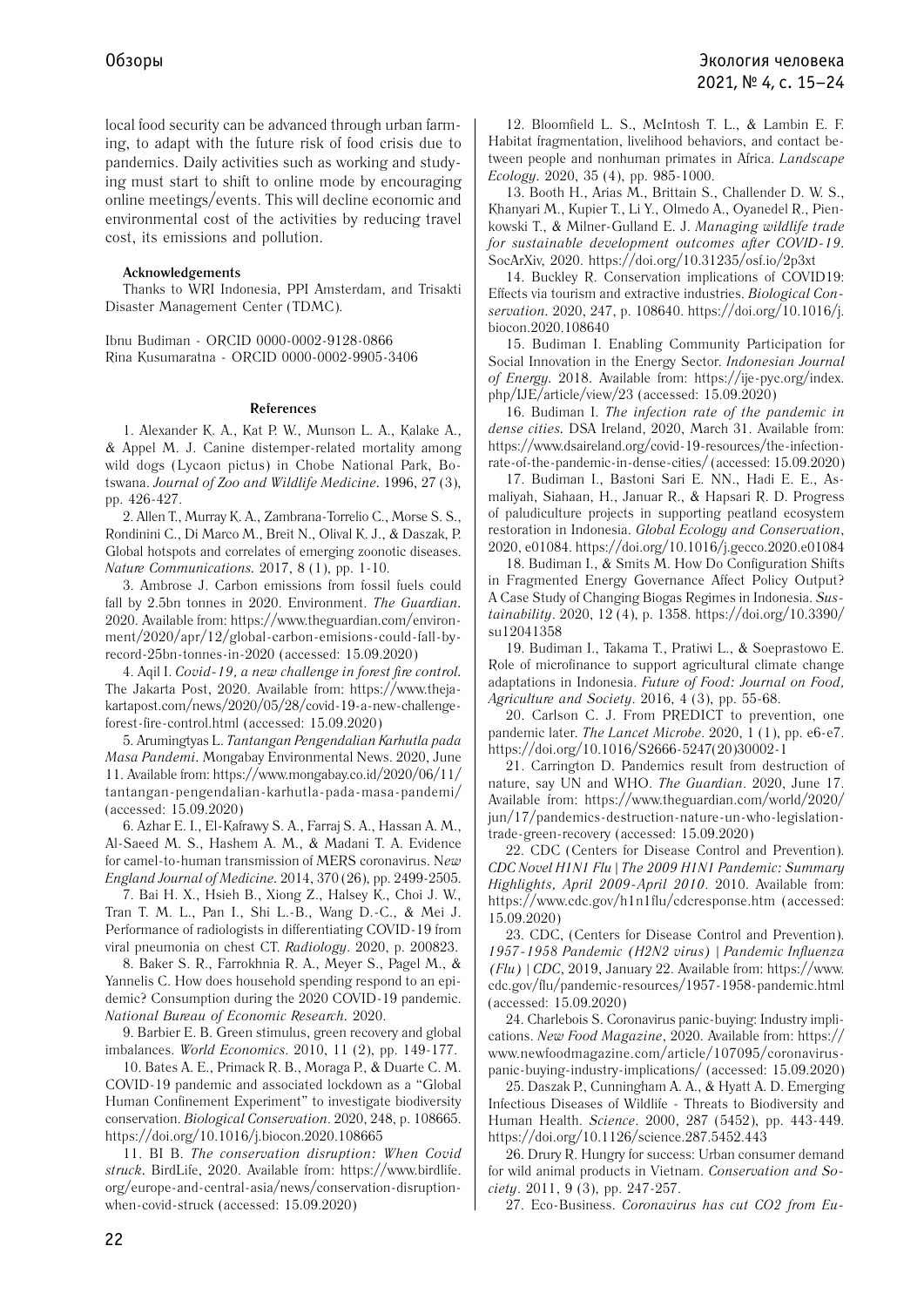local food security can be advanced through urban farming, to adapt with the future risk of food crisis due to pandemics. Daily activities such as working and studying must start to shift to online mode by encouraging online meetings/events. This will decline economic and environmental cost of the activities by reducing travel cost, its emissions and pollution.

**Acknowledgements**

Thanks to WRI Indonesia, PPI Amsterdam, and Trisakti Disaster Management Center (TDMC).

Ibnu Budiman - ORCID 0000-0002-9128-0866
Rina Kusumaratna - ORCID 0000-0002-9905-3406

**References**

1. Alexander K. A., Kat P. W., Munson L. A., Kalake A., & Appel M. J. Canine distemper-related mortality among wild dogs (Lycaon pictus) in Chobe National Park, Botswana. *Journal of Zoo and Wildlife Medicine*. 1996, 27 (3), pp. 426-427.

2. Allen T., Murray K. A., Zambrana-Torrelio C., Morse S. S., Rondinini C., Di Marco M., Breit N., Olival K. J., & Daszak, P. Global hotspots and correlates of emerging zoonotic diseases. *Nature Communications*. 2017, 8 (1), pp. 1-10.

3. Ambrose J. Carbon emissions from fossil fuels could fall by 2.5bn tonnes in 2020. Environment. *The Guardian*. 2020. Available from: https://www.theguardian.com/environment/2020/apr/12/global-carbon-emisions-could-fall-by-record-25bn-tonnes-in-2020 (accessed: 15.09.2020)

4. Aqil I. *Covid-19, a new challenge in forest fire control*. The Jakarta Post, 2020. Available from: https://www.thejakartapost.com/news/2020/05/28/covid-19-a-new-challenge-forest-fire-control.html (accessed: 15.09.2020)

5. Arumingtyas L. *Tantangan Pengendalian Karhutla pada Masa Pandemi*. Mongabay Environmental News. 2020, June 11. Available from: https://www.mongabay.co.id/2020/06/11/tantangan-pengendalian-karhutla-pada-masa-pandemi/ (accessed: 15.09.2020)

6. Azhar E. I., El-Kafrawy S. A., Farraj S. A., Hassan A. M., Al-Saeed M. S., Hashem A. M., & Madani T. A. Evidence for camel-to-human transmission of MERS coronavirus. *New England Journal of Medicine*. 2014, 370 (26), pp. 2499-2505.

7. Bai H. X., Hsieh B., Xiong Z., Halsey K., Choi J. W., Tran T. M. L., Pan I., Shi L.-B., Wang D.-C., & Mei J. Performance of radiologists in differentiating COVID-19 from viral pneumonia on chest CT. *Radiology*. 2020, p. 200823.

8. Baker S. R., Farrokhnia R. A., Meyer S., Pagel M., & Yannelis C. How does household spending respond to an epidemic? Consumption during the 2020 COVID-19 pandemic. *National Bureau of Economic Research*. 2020.

9. Barbier E. B. Green stimulus, green recovery and global imbalances. *World Economics*. 2010, 11 (2), pp. 149-177.

10. Bates A. E., Primack R. B., Moraga P., & Duarte C. M. COVID-19 pandemic and associated lockdown as a "Global Human Confinement Experiment" to investigate biodiversity conservation. *Biological Conservation*. 2020, 248, p. 108665. https://doi.org/10.1016/j.biocon.2020.108665

11. BI B. *The conservation disruption: When Covid struck*. BirdLife, 2020. Available from: https://www.birdlife.org/europe-and-central-asia/news/conservation-disruption-when-covid-struck (accessed: 15.09.2020)

12. Bloomfield L. S., McIntosh T. L., & Lambin E. F. Habitat fragmentation, livelihood behaviors, and contact between people and nonhuman primates in Africa. *Landscape Ecology*. 2020, 35 (4), pp. 985-1000.

13. Booth H., Arias M., Brittain S., Challender D. W. S., Khanyari M., Kupier T., Li Y., Olmedo A., Oyanedel R., Pienkowski T., & Milner-Gulland E. J. *Managing wildlife trade for sustainable development outcomes after COVID-19*. SocArXiv, 2020. https://doi.org/10.31235/osf.io/2p3xt

14. Buckley R. Conservation implications of COVID19: Effects via tourism and extractive industries. *Biological Conservation*. 2020, 247, p. 108640. https://doi.org/10.1016/j.biocon.2020.108640

15. Budiman I. Enabling Community Participation for Social Innovation in the Energy Sector. *Indonesian Journal of Energy*. 2018. Available from: https://ije-pyc.org/index.php/IJE/article/view/23 (accessed: 15.09.2020)

16. Budiman I. *The infection rate of the pandemic in dense cities*. DSA Ireland, 2020, March 31. Available from: https://www.dsaireland.org/covid-19-resources/the-infection-rate-of-the-pandemic-in-dense-cities/ (accessed: 15.09.2020)

17. Budiman I., Bastoni Sari E. NN., Hadi E. E., Asmaliyah, Siahaan, H., Januar R., & Hapsari R. D. Progress of paludiculture projects in supporting peatland ecosystem restoration in Indonesia. *Global Ecology and Conservation*, 2020, e01084. https://doi.org/10.1016/j.gecco.2020.e01084

18. Budiman I., & Smits M. How Do Configuration Shifts in Fragmented Energy Governance Affect Policy Output? A Case Study of Changing Biogas Regimes in Indonesia. *Sustainability*. 2020, 12 (4), p. 1358. https://doi.org/10.3390/su12041358

19. Budiman I., Takama T., Pratiwi L., & Soeprastowo E. Role of microfinance to support agricultural climate change adaptations in Indonesia. *Future of Food: Journal on Food, Agriculture and Society*. 2016, 4 (3), pp. 55-68.

20. Carlson C. J. From PREDICT to prevention, one pandemic later. *The Lancet Microbe*. 2020, 1 (1), pp. e6-e7. https://doi.org/10.1016/S2666-5247(20)30002-1

21. Carrington D. Pandemics result from destruction of nature, say UN and WHO. *The Guardian*. 2020, June 17. Available from: https://www.theguardian.com/world/2020/jun/17/pandemics-destruction-nature-un-who-legislation-trade-green-recovery (accessed: 15.09.2020)

22. CDC (Centers for Disease Control and Prevention). *CDC Novel H1N1 Flu | The 2009 H1N1 Pandemic: Summary Highlights, April 2009-April 2010*. 2010. Available from: https://www.cdc.gov/h1n1flu/cdcresponse.htm (accessed: 15.09.2020)

23. CDC, (Centers for Disease Control and Prevention). *1957-1958 Pandemic (H2N2 virus) | Pandemic Influenza (Flu) | CDC*, 2019, January 22. Available from: https://www.cdc.gov/flu/pandemic-resources/1957-1958-pandemic.html (accessed: 15.09.2020)

24. Charlebois S. Coronavirus panic-buying: Industry implications. *New Food Magazine*, 2020. Available from: https://www.newfoodmagazine.com/article/107095/coronavirus-panic-buying-industry-implications/ (accessed: 15.09.2020)

25. Daszak P., Cunningham A. A., & Hyatt A. D. Emerging Infectious Diseases of Wildlife - Threats to Biodiversity and Human Health. *Science*. 2000, 287 (5452), pp. 443-449. https://doi.org/10.1126/science.287.5452.443

26. Drury R. Hungry for success: Urban consumer demand for wild animal products in Vietnam. *Conservation and Society*. 2011, 9 (3), pp. 247-257.

27. Eco-Business. *Coronavirus has cut CO2 from Eu-*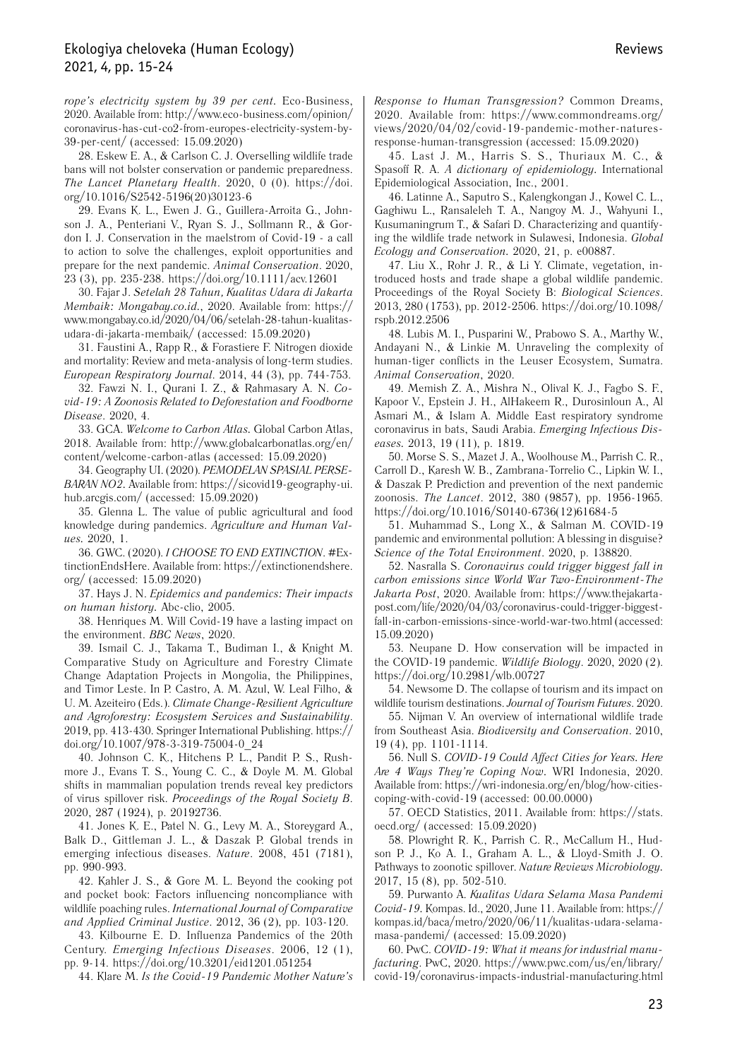*rope's electricity system by 39 per cent*. Eco-Business, 2020. Available from: http://www.eco-business.com/opinion/coronavirus-has-cut-co2-from-europes-electricity-system-by-39-per-cent/ (accessed: 15.09.2020)

28. Eskew E. A., & Carlson C. J. Overselling wildlife trade bans will not bolster conservation or pandemic preparedness. *The Lancet Planetary Health*. 2020, 0 (0). https://doi.org/10.1016/S2542-5196(20)30123-6

29. Evans K. L., Ewen J. G., Guillera-Arroita G., Johnson J. A., Penteriani V., Ryan S. J., Sollmann R., & Gordon I. J. Conservation in the maelstrom of Covid-19 - a call to action to solve the challenges, exploit opportunities and prepare for the next pandemic. *Animal Conservation*. 2020, 23 (3), pp. 235-238. https://doi.org/10.1111/acv.12601

30. Fajar J. *Setelah 28 Tahun, Kualitas Udara di Jakarta Membaik: Mongabay.co.id.*, 2020. Available from: https://www.mongabay.co.id/2020/04/06/setelah-28-tahun-kualitas-udara-di-jakarta-membaik/ (accessed: 15.09.2020)

31. Faustini A., Rapp R., & Forastiere F. Nitrogen dioxide and mortality: Review and meta-analysis of long-term studies. *European Respiratory Journal*. 2014, 44 (3), pp. 744-753.

32. Fawzi N. I., Qurani I. Z., & Rahmasary A. N. *Covid-19: A Zoonosis Related to Deforestation and Foodborne Disease*. 2020, 4.

33. GCA. *Welcome to Carbon Atlas.* Global Carbon Atlas, 2018. Available from: http://www.globalcarbonatlas.org/en/content/welcome-carbon-atlas (accessed: 15.09.2020)

34. Geography UI. (2020). *PEMODELAN SPASIAL PERSEBARAN NO2.* Available from: https://sicovid19-geography-ui.hub.arcgis.com/ (accessed: 15.09.2020)

35. Glenna L. The value of public agricultural and food knowledge during pandemics. *Agriculture and Human Values.* 2020, 1.

36. GWC. (2020). *I CHOOSE TO END EXTINCTION*. #ExtinctionEndsHere. Available from: https://extinctionendshere.org/ (accessed: 15.09.2020)

37. Hays J. N. *Epidemics and pandemics: Their impacts on human history.* Abc-clio, 2005.

38. Henriques M. Will Covid-19 have a lasting impact on the environment. *BBC News*, 2020.

39. Ismail C. J., Takama T., Budiman I., & Knight M. Comparative Study on Agriculture and Forestry Climate Change Adaptation Projects in Mongolia, the Philippines, and Timor Leste. In P. Castro, A. M. Azul, W. Leal Filho, & U. M. Azeiteiro (Eds.). *Climate Change-Resilient Agriculture and Agroforestry: Ecosystem Services and Sustainability*. 2019, pp. 413-430. Springer International Publishing. https://doi.org/10.1007/978-3-319-75004-0_24

40. Johnson C. K., Hitchens P. L., Pandit P. S., Rushmore J., Evans T. S., Young C. C., & Doyle M. M. Global shifts in mammalian population trends reveal key predictors of virus spillover risk. *Proceedings of the Royal Society B*. 2020, 287 (1924), p. 20192736.

41. Jones K. E., Patel N. G., Levy M. A., Storeygard A., Balk D., Gittleman J. L., & Daszak P. Global trends in emerging infectious diseases. *Nature*. 2008, 451 (7181), pp. 990-993.

42. Kahler J. S., & Gore M. L. Beyond the cooking pot and pocket book: Factors influencing noncompliance with wildlife poaching rules. *International Journal of Comparative and Applied Criminal Justice*. 2012, 36 (2), pp. 103-120.

43. Kilbourne E. D. Influenza Pandemics of the 20th Century. *Emerging Infectious Diseases*. 2006, 12 (1), pp. 9-14. https://doi.org/10.3201/eid1201.051254

44. Klare M. *Is the Covid-19 Pandemic Mother Nature's Response to Human Transgression?* Common Dreams, 2020. Available from: https://www.commondreams.org/views/2020/04/02/covid-19-pandemic-mother-natures-response-human-transgression (accessed: 15.09.2020)

45. Last J. M., Harris S. S., Thuriaux M. C., & Spasoff R. A. *A dictionary of epidemiology.* International Epidemiological Association, Inc., 2001.

46. Latinne A., Saputro S., Kalengkongan J., Kowel C. L., Gaghiwu L., Ransaleleh T. A., Nangoy M. J., Wahyuni I., Kusumaningrum T., & Safari D. Characterizing and quantifying the wildlife trade network in Sulawesi, Indonesia. *Global Ecology and Conservation.* 2020, 21, p. e00887.

47. Liu X., Rohr J. R., & Li Y. Climate, vegetation, introduced hosts and trade shape a global wildlife pandemic. Proceedings of the Royal Society B: *Biological Sciences*. 2013, 280 (1753), pp. 2012-2506. https://doi.org/10.1098/rspb.2012.2506

48. Lubis M. I., Pusparini W., Prabowo S. A., Marthy W., Andayani N., & Linkie M. Unraveling the complexity of human-tiger conflicts in the Leuser Ecosystem, Sumatra. *Animal Conservation*, 2020.

49. Memish Z. A., Mishra N., Olival K. J., Fagbo S. F., Kapoor V., Epstein J. H., AlHakeem R., Durosinloun A., Al Asmari M., & Islam A. Middle East respiratory syndrome coronavirus in bats, Saudi Arabia. *Emerging Infectious Diseases.* 2013, 19 (11), p. 1819.

50. Morse S. S., Mazet J. A., Woolhouse M., Parrish C. R., Carroll D., Karesh W. B., Zambrana-Torrelio C., Lipkin W. I., & Daszak P. Prediction and prevention of the next pandemic zoonosis. *The Lancet*. 2012, 380 (9857), pp. 1956-1965. https://doi.org/10.1016/S0140-6736(12)61684-5

51. Muhammad S., Long X., & Salman M. COVID-19 pandemic and environmental pollution: A blessing in disguise? *Science of the Total Environment*. 2020, p. 138820.

52. Nasralla S. *Coronavirus could trigger biggest fall in carbon emissions since World War Two-Environment-The Jakarta Post*, 2020. Available from: https://www.thejakartapost.com/life/2020/04/03/coronavirus-could-trigger-biggest-fall-in-carbon-emissions-since-world-war-two.html (accessed: 15.09.2020)

53. Neupane D. How conservation will be impacted in the COVID-19 pandemic. *Wildlife Biology*. 2020, 2020 (2). https://doi.org/10.2981/wlb.00727

54. Newsome D. The collapse of tourism and its impact on wildlife tourism destinations. *Journal of Tourism Futures*. 2020.

55. Nijman V. An overview of international wildlife trade from Southeast Asia. *Biodiversity and Conservation*. 2010, 19 (4), pp. 1101-1114.

56. Null S. *COVID-19 Could Affect Cities for Years. Here Are 4 Ways They're Coping Now.* WRI Indonesia, 2020. Available from: https://wri-indonesia.org/en/blog/how-cities-coping-with-covid-19 (accessed: 00.00.0000)

57. OECD Statistics, 2011. Available from: https://stats.oecd.org/ (accessed: 15.09.2020)

58. Plowright R. K., Parrish C. R., McCallum H., Hudson P. J., Ko A. I., Graham A. L., & Lloyd-Smith J. O. Pathways to zoonotic spillover. *Nature Reviews Microbiology*. 2017, 15 (8), pp. 502-510.

59. Purwanto A. *Kualitas Udara Selama Masa Pandemi Covid-19*. Kompas. Id., 2020, June 11. Available from: https://kompas.id/baca/metro/2020/06/11/kualitas-udara-selama-masa-pandemi/ (accessed: 15.09.2020)

60. PwC. *COVID-19: What it means for industrial manufacturing*. PwC, 2020. https://www.pwc.com/us/en/library/covid-19/coronavirus-impacts-industrial-manufacturing.html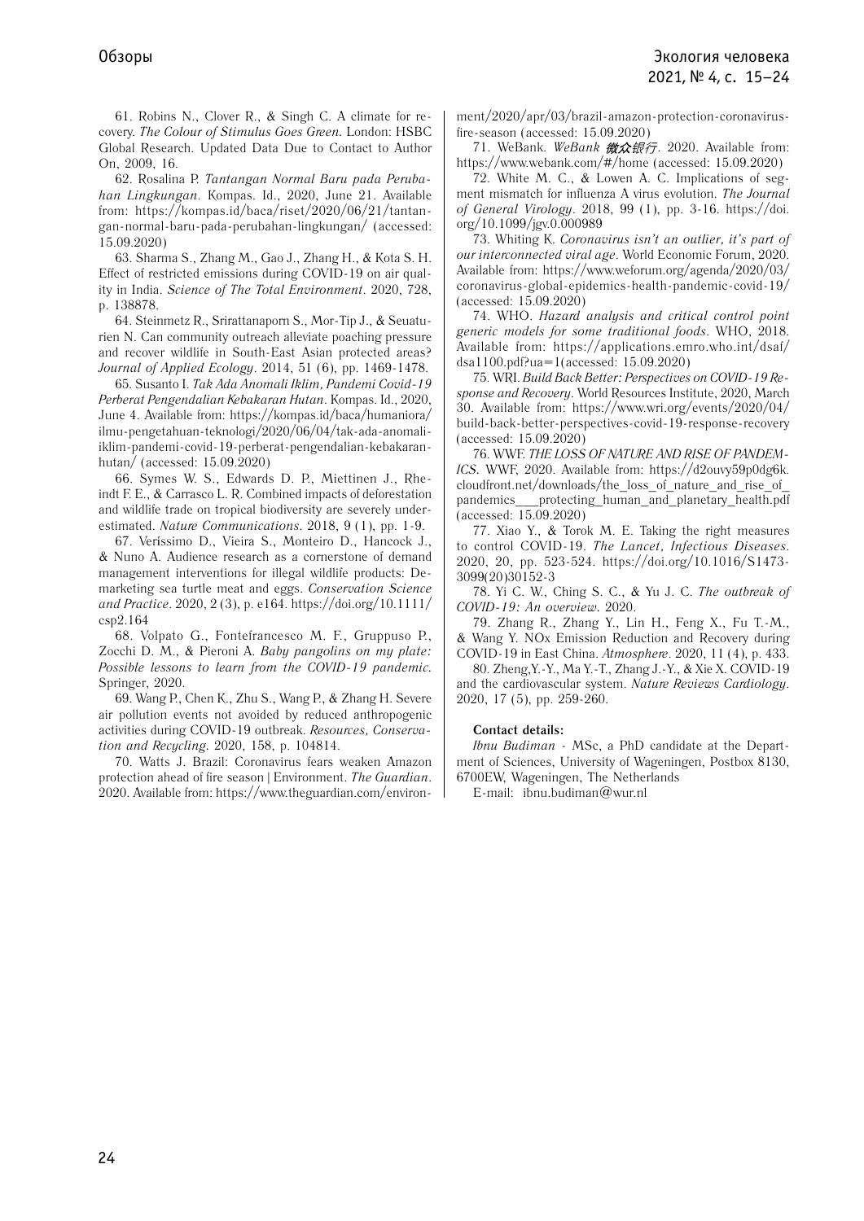61. Robins N., Clover R., & Singh C. A climate for recovery. *The Colour of Stimulus Goes Green.* London: HSBC Global Research. Updated Data Due to Contact to Author On, 2009, 16.

62. Rosalina P. *Tantangan Normal Baru pada Perubahan Lingkungan*. Kompas. Id., 2020, June 21. Available from: https://kompas.id/baca/riset/2020/06/21/tantangan-normal-baru-pada-perubahan-lingkungan/ (accessed: 15.09.2020)

63. Sharma S., Zhang M., Gao J., Zhang H., & Kota S. H. Effect of restricted emissions during COVID-19 on air quality in India. *Science of The Total Environment*. 2020, 728, p. 138878.

64. Steinmetz R., Srirattanaporn S., Mor-Tip J., & Seuaturien N. Can community outreach alleviate poaching pressure and recover wildlife in South-East Asian protected areas? *Journal of Applied Ecology*. 2014, 51 (6), pp. 1469-1478.

65. Susanto I. *Tak Ada Anomali Iklim, Pandemi Covid-19 Perberat Pengendalian Kebakaran Hutan*. Kompas. Id., 2020, June 4. Available from: https://kompas.id/baca/humaniora/ilmu-pengetahuan-teknologi/2020/06/04/tak-ada-anomali-iklim-pandemi-covid-19-perberat-pengendalian-kebakaran-hutan/ (accessed: 15.09.2020)

66. Symes W. S., Edwards D. P., Miettinen J., Rheindt F. E., & Carrasco L. R. Combined impacts of deforestation and wildlife trade on tropical biodiversity are severely underestimated. *Nature Communications*. 2018, 9 (1), pp. 1-9.

67. Veríssimo D., Vieira S., Monteiro D., Hancock J., & Nuno A. Audience research as a cornerstone of demand management interventions for illegal wildlife products: Demarketing sea turtle meat and eggs. *Conservation Science and Practice*. 2020, 2 (3), p. e164. https://doi.org/10.1111/csp2.164

68. Volpato G., Fontefrancesco M. F., Gruppuso P., Zocchi D. M., & Pieroni A. *Baby pangolins on my plate: Possible lessons to learn from the COVID-19 pandemic*. Springer, 2020.

69. Wang P., Chen K., Zhu S., Wang P., & Zhang H. Severe air pollution events not avoided by reduced anthropogenic activities during COVID-19 outbreak. *Resources, Conservation and Recycling*. 2020, 158, p. 104814.

70. Watts J. Brazil: Coronavirus fears weaken Amazon protection ahead of fire season | Environment. *The Guardian*. 2020. Available from: https://www.theguardian.com/environment/2020/apr/03/brazil-amazon-protection-coronavirus-fire-season (accessed: 15.09.2020)

71. WeBank. *WeBank 微众银行*. 2020. Available from: https://www.webank.com/#/home (accessed: 15.09.2020)

72. White M. C., & Lowen A. C. Implications of segment mismatch for influenza A virus evolution. *The Journal of General Virology*. 2018, 99 (1), pp. 3-16. https://doi.org/10.1099/jgv.0.000989

73. Whiting K. *Coronavirus isn't an outlier, it's part of our interconnected viral age*. World Economic Forum, 2020. Available from: https://www.weforum.org/agenda/2020/03/coronavirus-global-epidemics-health-pandemic-covid-19/ (accessed: 15.09.2020)

74. WHO. *Hazard analysis and critical control point generic models for some traditional foods*. WHO, 2018. Available from: https://applications.emro.who.int/dsaf/dsa1100.pdf?ua=1(accessed: 15.09.2020)

75. WRI. *Build Back Better: Perspectives on COVID-19 Response and Recovery*. World Resources Institute, 2020, March 30. Available from: https://www.wri.org/events/2020/04/build-back-better-perspectives-covid-19-response-recovery (accessed: 15.09.2020)

76. WWF. *THE LOSS OF NATURE AND RISE OF PANDEMICS*. WWF, 2020. Available from: https://d2ouvy59p0dg6k.cloudfront.net/downloads/the_loss_of_nature_and_rise_of_pandemics___protecting_human_and_planetary_health.pdf (accessed: 15.09.2020)

77. Xiao Y., & Torok M. E. Taking the right measures to control COVID-19. *The Lancet, Infectious Diseases*. 2020, 20, pp. 523-524. https://doi.org/10.1016/S1473-3099(20)30152-3

78. Yi C. W., Ching S. C., & Yu J. C. *The outbreak of COVID-19: An overview*. 2020.

79. Zhang R., Zhang Y., Lin H., Feng X., Fu T.-M., & Wang Y. NOx Emission Reduction and Recovery during COVID-19 in East China. *Atmosphere*. 2020, 11 (4), p. 433.

80. Zheng,Y.-Y., Ma Y.-T., Zhang J.-Y., & Xie X. COVID-19 and the cardiovascular system. *Nature Reviews Cardiology*. 2020, 17 (5), pp. 259-260.

**Contact details:**

*Ibnu Budiman* - MSc, a PhD candidate at the Department of Sciences, University of Wageningen, Postbox 8130, 6700EW, Wageningen, The Netherlands

E-mail: ibnu.budiman@wur.nl